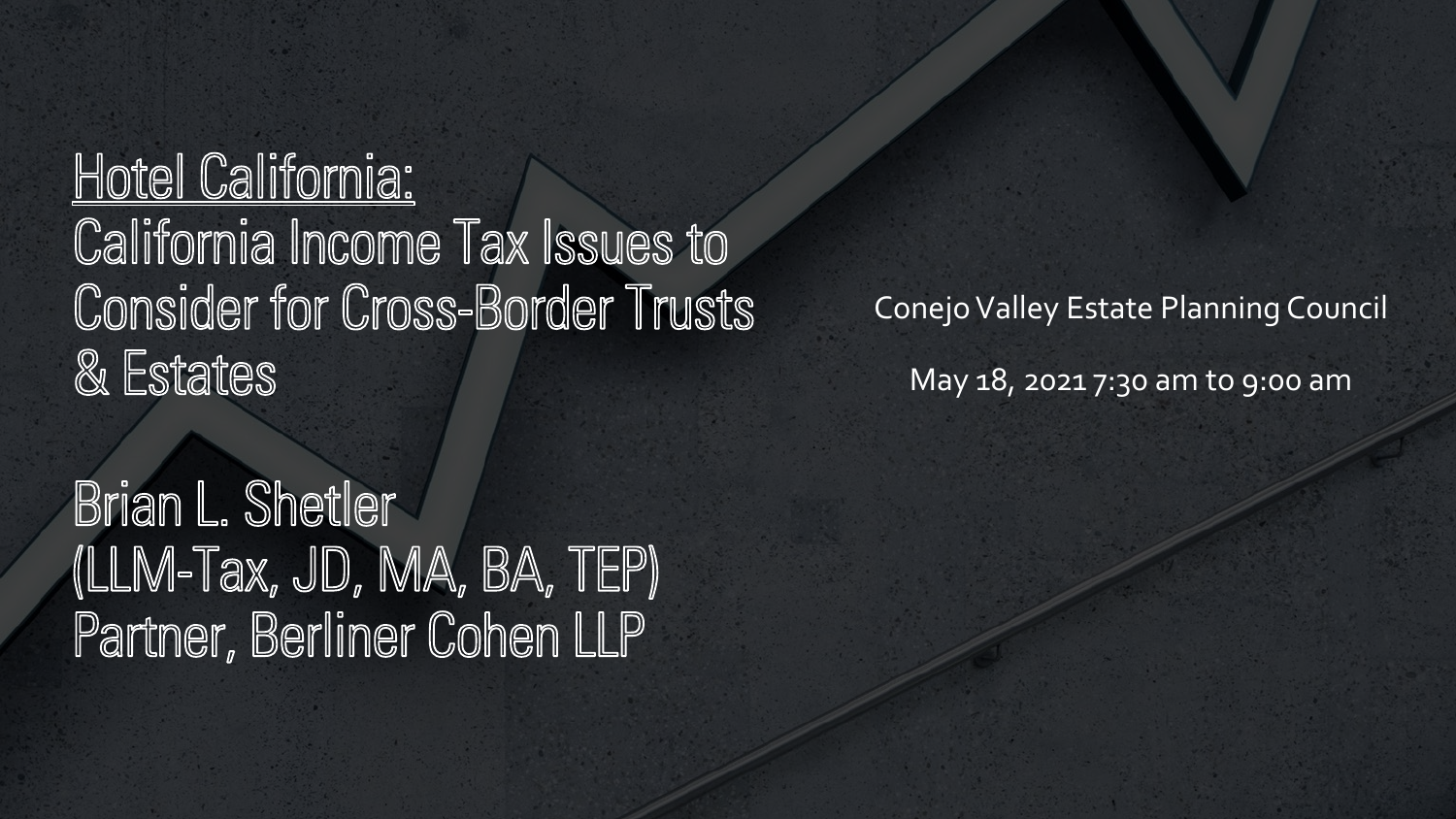# Hotel California: California Income Tax Issues to Consider for Cross-Border Trusts & Estates

Brian L. Shetler
(LLM-Tax, JD, MA, BA, TEP)
Partner, Berliner Cohen LLP

Conejo Valley Estate Planning Council

May 18, 2021 7:30 am to 9:00 am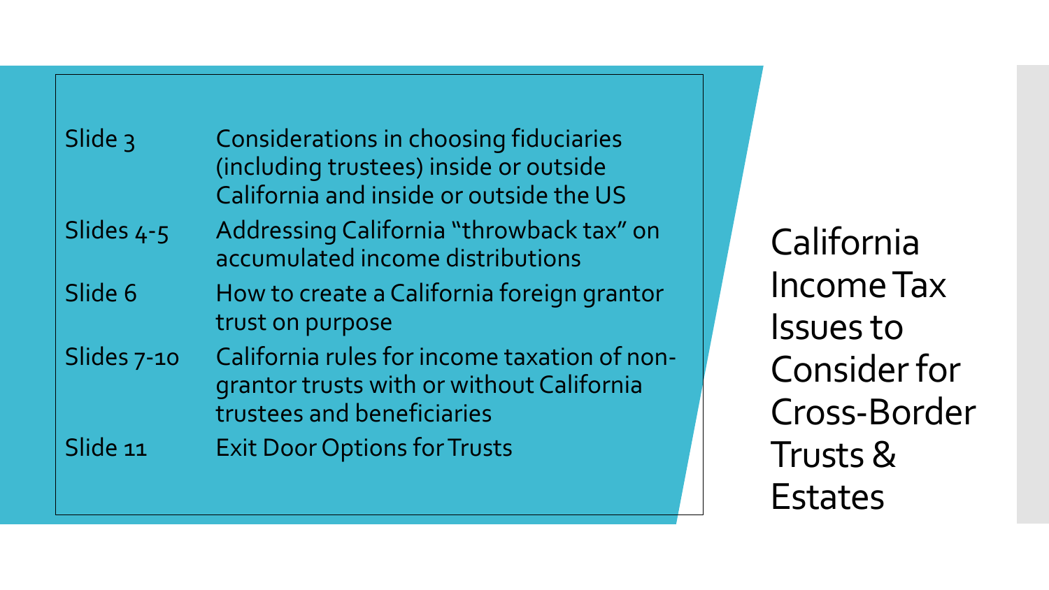# California Income Tax Issues to Consider for Cross-Border Trusts & Estates

| | |
|---|---|
| Slide 3 | Considerations in choosing fiduciaries (including trustees) inside or outside California and inside or outside the US |
| Slides 4-5 | Addressing California "throwback tax" on accumulated income distributions |
| Slide 6 | How to create a California foreign grantor trust on purpose |
| Slides 7-10 | California rules for income taxation of non-grantor trusts with or without California trustees and beneficiaries |
| Slide 11 | Exit Door Options for Trusts |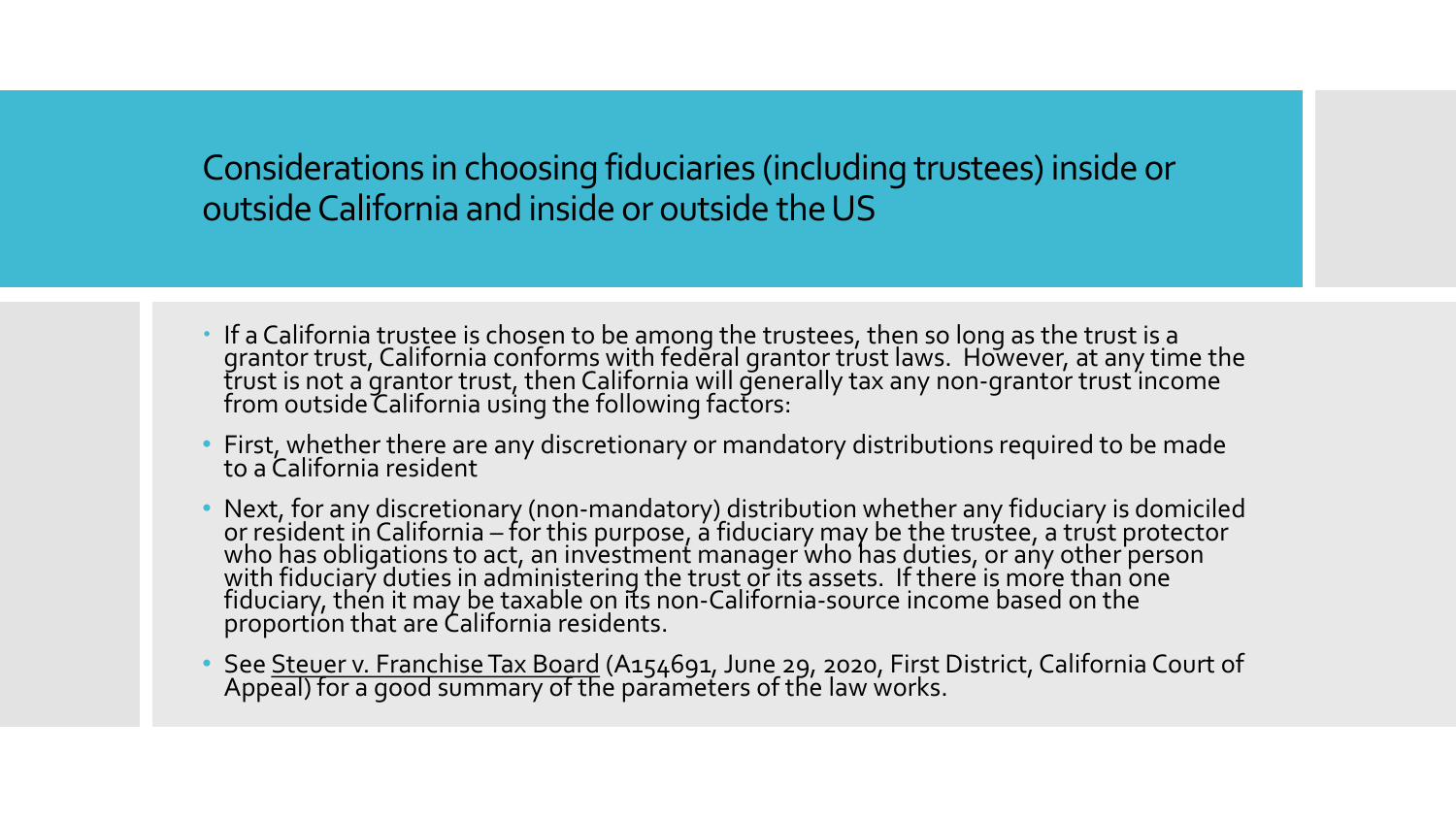# Considerations in choosing fiduciaries (including trustees) inside or outside California and inside or outside the US

- If a California trustee is chosen to be among the trustees, then so long as the trust is a grantor trust, California conforms with federal grantor trust laws. However, at any time the trust is not a grantor trust, then California will generally tax any non-grantor trust income from outside California using the following factors:
- First, whether there are any discretionary or mandatory distributions required to be made to a California resident
- Next, for any discretionary (non-mandatory) distribution whether any fiduciary is domiciled or resident in California – for this purpose, a fiduciary may be the trustee, a trust protector who has obligations to act, an investment manager who has duties, or any other person with fiduciary duties in administering the trust or its assets. If there is more than one fiduciary, then it may be taxable on its non-California-source income based on the proportion that are California residents.
- See Steuer v. Franchise Tax Board (A154691, June 29, 2020, First District, California Court of Appeal) for a good summary of the parameters of the law works.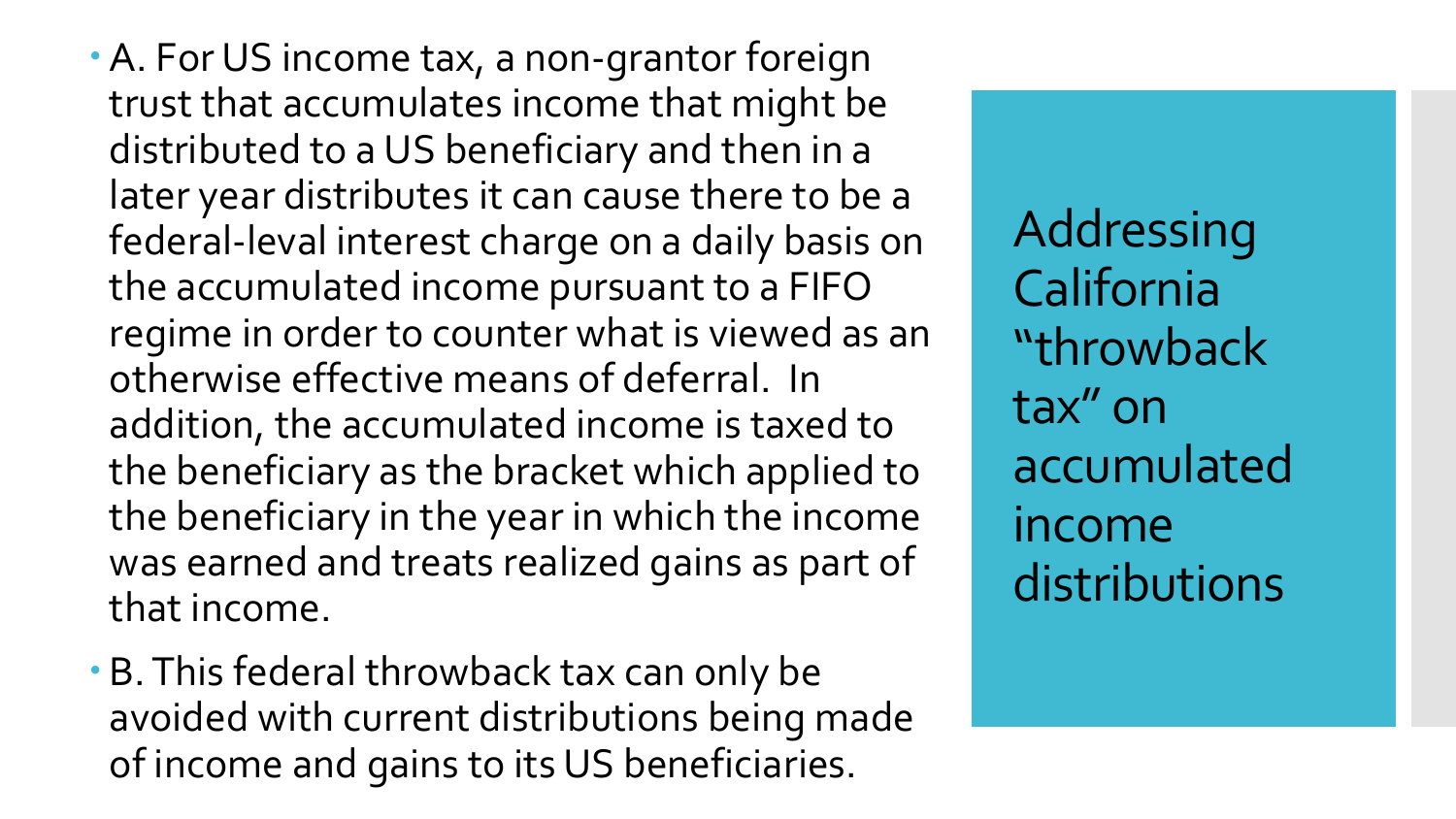## Addressing California "throwback tax" on accumulated income distributions

- A. For US income tax, a non-grantor foreign trust that accumulates income that might be distributed to a US beneficiary and then in a later year distributes it can cause there to be a federal-leval interest charge on a daily basis on the accumulated income pursuant to a FIFO regime in order to counter what is viewed as an otherwise effective means of deferral. In addition, the accumulated income is taxed to the beneficiary as the bracket which applied to the beneficiary in the year in which the income was earned and treats realized gains as part of that income.
- B. This federal throwback tax can only be avoided with current distributions being made of income and gains to its US beneficiaries.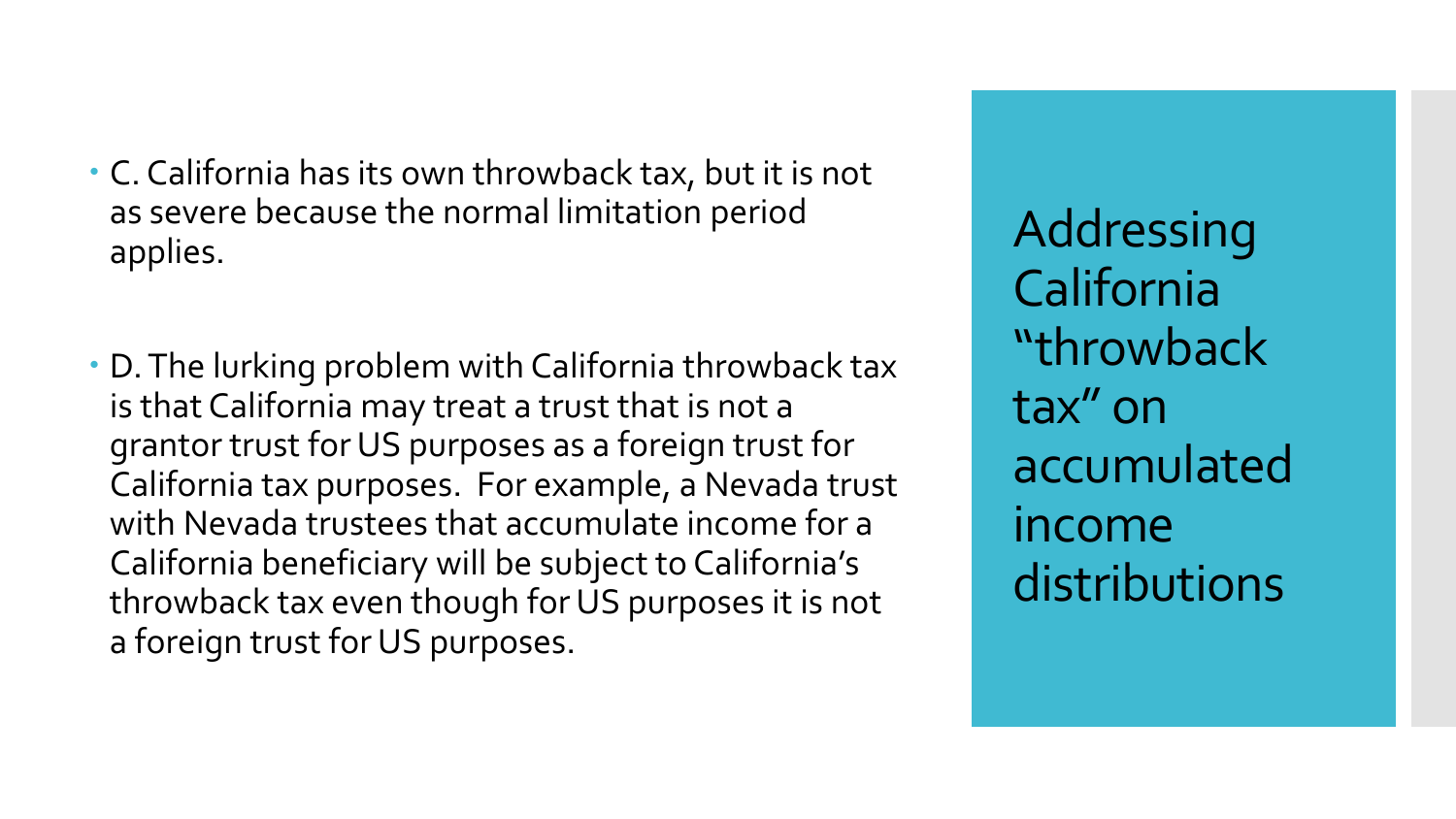# Addressing California "throwback tax" on accumulated income distributions

- C. California has its own throwback tax, but it is not as severe because the normal limitation period applies.

- D. The lurking problem with California throwback tax is that California may treat a trust that is not a grantor trust for US purposes as a foreign trust for California tax purposes. For example, a Nevada trust with Nevada trustees that accumulate income for a California beneficiary will be subject to California's throwback tax even though for US purposes it is not a foreign trust for US purposes.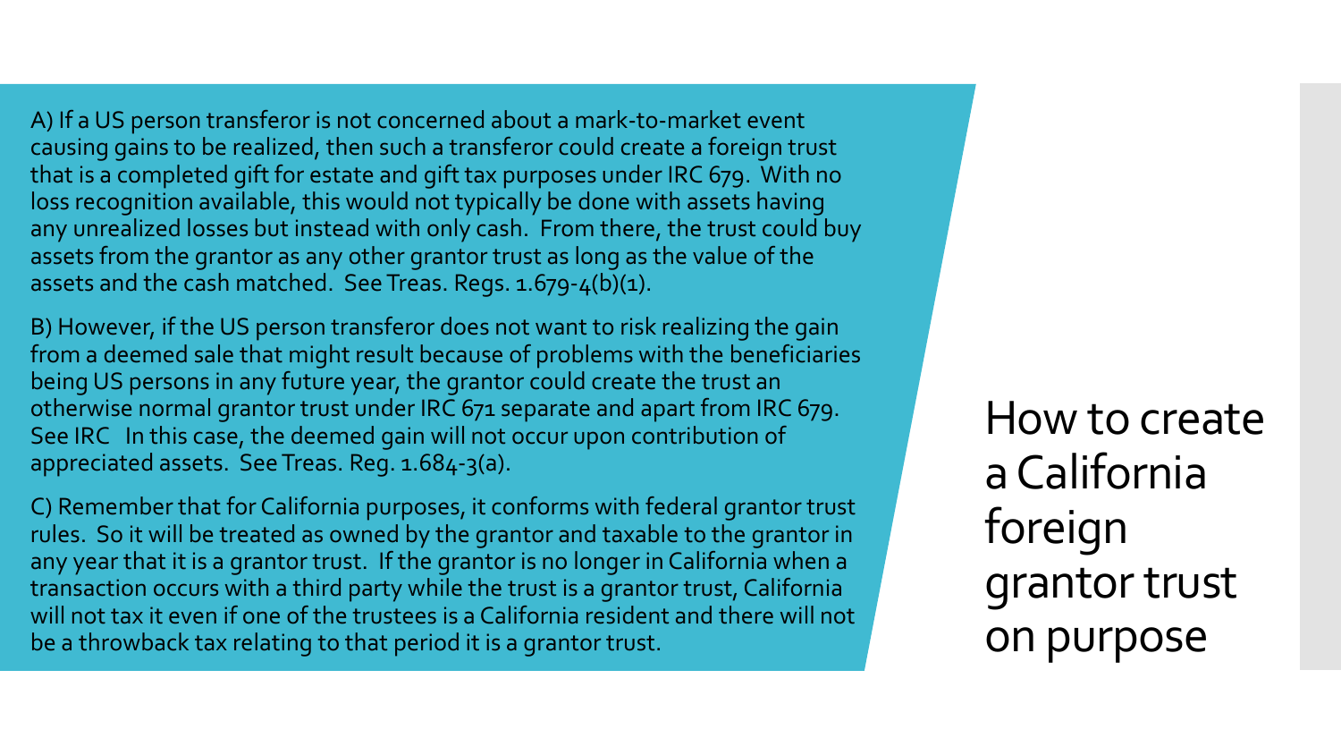# How to create a California foreign grantor trust on purpose

A) If a US person transferor is not concerned about a mark-to-market event causing gains to be realized, then such a transferor could create a foreign trust that is a completed gift for estate and gift tax purposes under IRC 679. With no loss recognition available, this would not typically be done with assets having any unrealized losses but instead with only cash. From there, the trust could buy assets from the grantor as any other grantor trust as long as the value of the assets and the cash matched. See Treas. Regs. 1.679-4(b)(1).

B) However, if the US person transferor does not want to risk realizing the gain from a deemed sale that might result because of problems with the beneficiaries being US persons in any future year, the grantor could create the trust an otherwise normal grantor trust under IRC 671 separate and apart from IRC 679. See IRC In this case, the deemed gain will not occur upon contribution of appreciated assets. See Treas. Reg. 1.684-3(a).

C) Remember that for California purposes, it conforms with federal grantor trust rules. So it will be treated as owned by the grantor and taxable to the grantor in any year that it is a grantor trust. If the grantor is no longer in California when a transaction occurs with a third party while the trust is a grantor trust, California will not tax it even if one of the trustees is a California resident and there will not be a throwback tax relating to that period it is a grantor trust.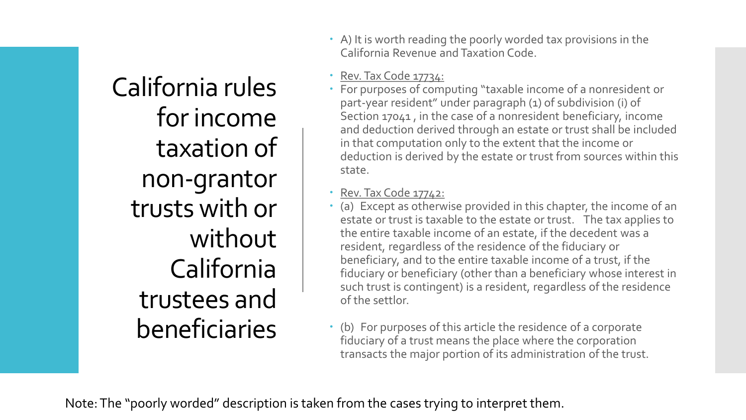# California rules for income taxation of non-grantor trusts with or without California trustees and beneficiaries

- A) It is worth reading the poorly worded tax provisions in the California Revenue and Taxation Code.
- Rev. Tax Code 17734:
- For purposes of computing "taxable income of a nonresident or part-year resident" under paragraph (1) of subdivision (i) of Section 17041 , in the case of a nonresident beneficiary, income and deduction derived through an estate or trust shall be included in that computation only to the extent that the income or deduction is derived by the estate or trust from sources within this state.
- Rev. Tax Code 17742:
- (a) Except as otherwise provided in this chapter, the income of an estate or trust is taxable to the estate or trust. The tax applies to the entire taxable income of an estate, if the decedent was a resident, regardless of the residence of the fiduciary or beneficiary, and to the entire taxable income of a trust, if the fiduciary or beneficiary (other than a beneficiary whose interest in such trust is contingent) is a resident, regardless of the residence of the settlor.
- (b) For purposes of this article the residence of a corporate fiduciary of a trust means the place where the corporation transacts the major portion of its administration of the trust.

Note: The "poorly worded" description is taken from the cases trying to interpret them.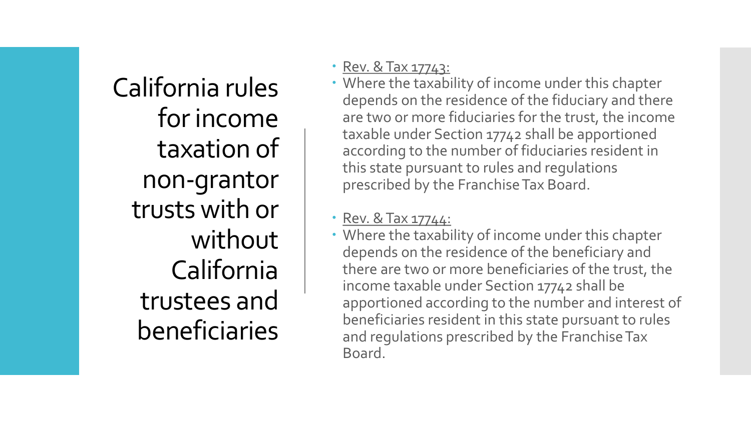# California rules for income taxation of non-grantor trusts with or without California trustees and beneficiaries

- Rev. & Tax 17743:
- Where the taxability of income under this chapter depends on the residence of the fiduciary and there are two or more fiduciaries for the trust, the income taxable under Section 17742 shall be apportioned according to the number of fiduciaries resident in this state pursuant to rules and regulations prescribed by the Franchise Tax Board.
- Rev. & Tax 17744:
- Where the taxability of income under this chapter depends on the residence of the beneficiary and there are two or more beneficiaries of the trust, the income taxable under Section 17742 shall be apportioned according to the number and interest of beneficiaries resident in this state pursuant to rules and regulations prescribed by the Franchise Tax Board.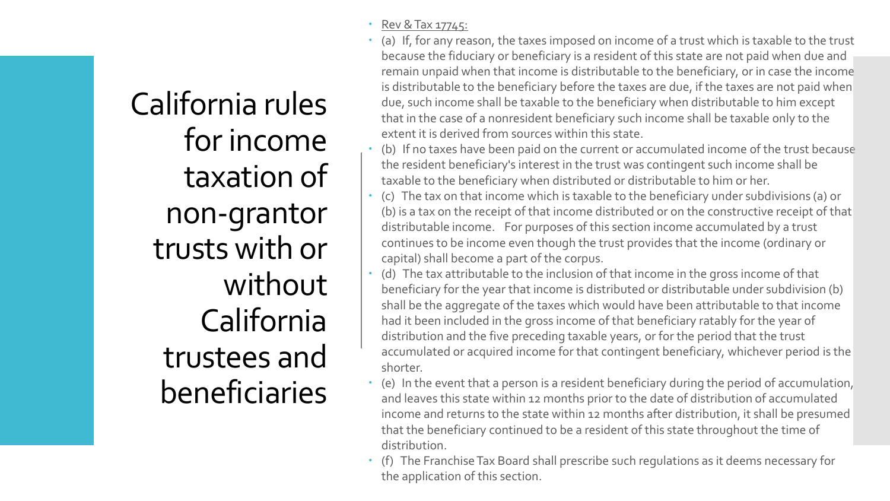# California rules for income taxation of non-grantor trusts with or without California trustees and beneficiaries

- Rev & Tax 17745:
- (a) If, for any reason, the taxes imposed on income of a trust which is taxable to the trust because the fiduciary or beneficiary is a resident of this state are not paid when due and remain unpaid when that income is distributable to the beneficiary, or in case the income is distributable to the beneficiary before the taxes are due, if the taxes are not paid when due, such income shall be taxable to the beneficiary when distributable to him except that in the case of a nonresident beneficiary such income shall be taxable only to the extent it is derived from sources within this state.
- (b) If no taxes have been paid on the current or accumulated income of the trust because the resident beneficiary's interest in the trust was contingent such income shall be taxable to the beneficiary when distributed or distributable to him or her.
- (c) The tax on that income which is taxable to the beneficiary under subdivisions (a) or (b) is a tax on the receipt of that income distributed or on the constructive receipt of that distributable income. For purposes of this section income accumulated by a trust continues to be income even though the trust provides that the income (ordinary or capital) shall become a part of the corpus.
- (d) The tax attributable to the inclusion of that income in the gross income of that beneficiary for the year that income is distributed or distributable under subdivision (b) shall be the aggregate of the taxes which would have been attributable to that income had it been included in the gross income of that beneficiary ratably for the year of distribution and the five preceding taxable years, or for the period that the trust accumulated or acquired income for that contingent beneficiary, whichever period is the shorter.
- (e) In the event that a person is a resident beneficiary during the period of accumulation, and leaves this state within 12 months prior to the date of distribution of accumulated income and returns to the state within 12 months after distribution, it shall be presumed that the beneficiary continued to be a resident of this state throughout the time of distribution.
- (f) The Franchise Tax Board shall prescribe such regulations as it deems necessary for the application of this section.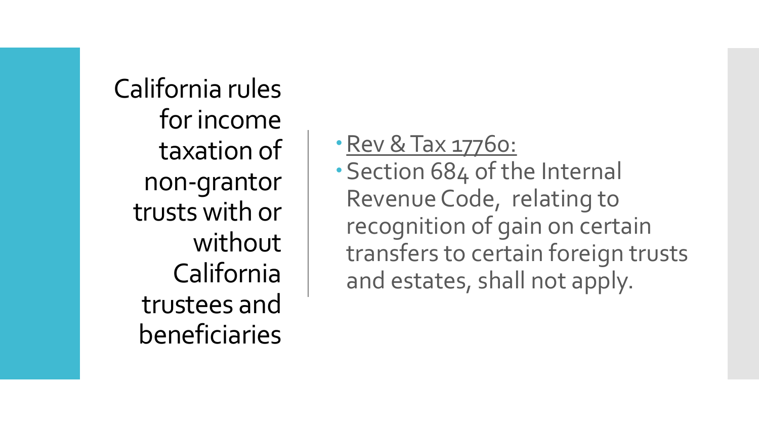# California rules for income taxation of non-grantor trusts with or without California trustees and beneficiaries

- Rev & Tax 17760:
- Section 684 of the Internal Revenue Code, relating to recognition of gain on certain transfers to certain foreign trusts and estates, shall not apply.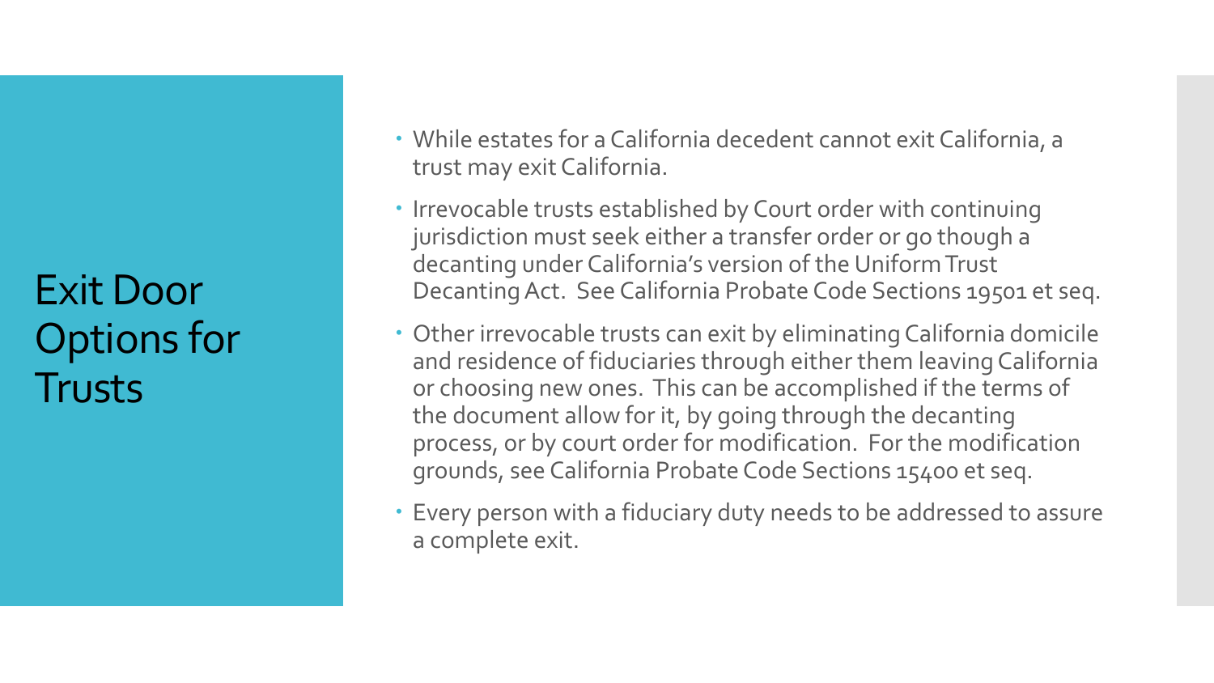# Exit Door Options for Trusts

- While estates for a California decedent cannot exit California, a trust may exit California.
- Irrevocable trusts established by Court order with continuing jurisdiction must seek either a transfer order or go though a decanting under California's version of the Uniform Trust Decanting Act. See California Probate Code Sections 19501 et seq.
- Other irrevocable trusts can exit by eliminating California domicile and residence of fiduciaries through either them leaving California or choosing new ones. This can be accomplished if the terms of the document allow for it, by going through the decanting process, or by court order for modification. For the modification grounds, see California Probate Code Sections 15400 et seq.
- Every person with a fiduciary duty needs to be addressed to assure a complete exit.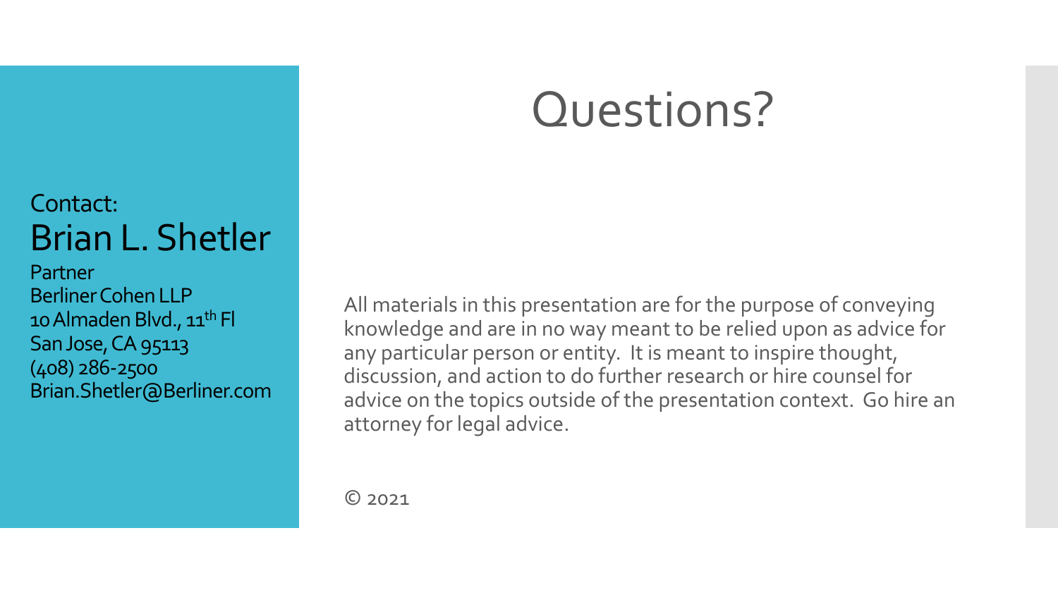# Questions?

Contact:

## Brian L. Shetler

Partner
Berliner Cohen LLP
10 Almaden Blvd., 11th Fl
San Jose, CA 95113
(408) 286-2500
Brian.Shetler@Berliner.com

All materials in this presentation are for the purpose of conveying knowledge and are in no way meant to be relied upon as advice for any particular person or entity. It is meant to inspire thought, discussion, and action to do further research or hire counsel for advice on the topics outside of the presentation context. Go hire an attorney for legal advice.

© 2021